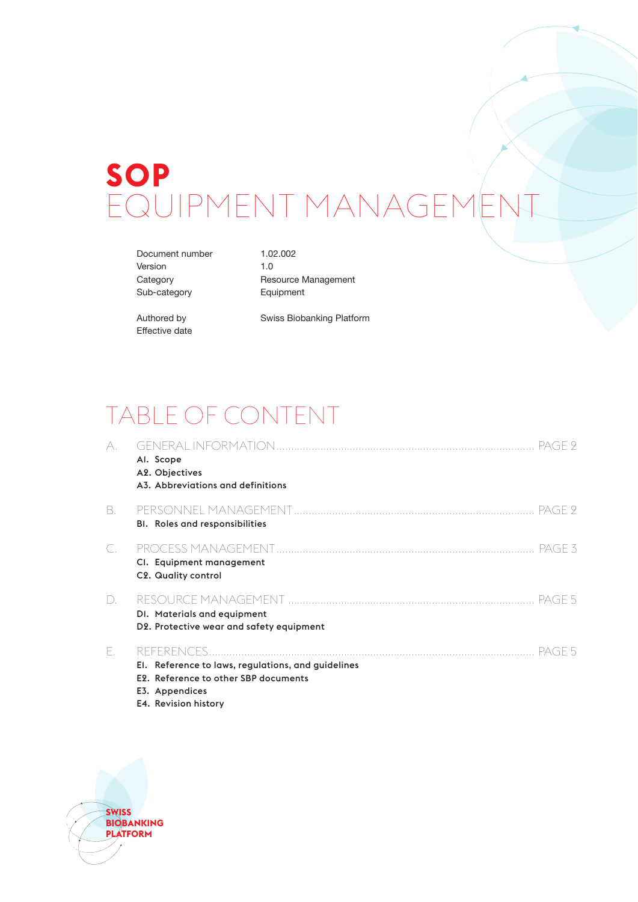# SOP
# EQUIPMENT MANAGEMENT

| | |
|---|---|
| Document number | 1.02.002 |
| Version | 1.0 |
| Category | Resource Management |
| Sub-category | Equipment |
| Authored by | Swiss Biobanking Platform |
| Effective date | |

## TABLE OF CONTENT

A. GENERAL INFORMATION ........ PAGE 2
- **A1. Scope**
- **A2. Objectives**
- **A3. Abbreviations and definitions**

B. PERSONNEL MANAGEMENT ........ PAGE 2
- **B1. Roles and responsibilities**

C. PROCESS MANAGEMENT ........ PAGE 3
- **C1. Equipment management**
- **C2. Quality control**

D. RESOURCE MANAGEMENT ........ PAGE 5
- **D1. Materials and equipment**
- **D2. Protective wear and safety equipment**

E. REFERENCES ........ PAGE 5
- **E1. Reference to laws, regulations, and guidelines**
- **E2. Reference to other SBP documents**
- **E3. Appendices**
- **E4. Revision history**

SWISS BIOBANKING PLATFORM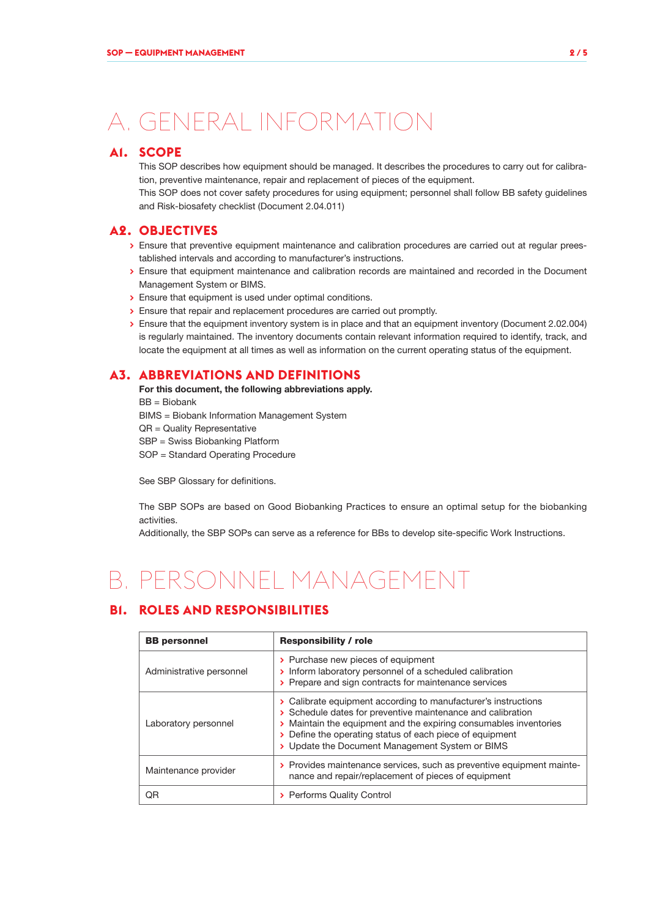# A. GENERAL INFORMATION

## A1. SCOPE

This SOP describes how equipment should be managed. It describes the procedures to carry out for calibration, preventive maintenance, repair and replacement of pieces of the equipment.
This SOP does not cover safety procedures for using equipment; personnel shall follow BB safety guidelines and Risk-biosafety checklist (Document 2.04.011)

## A2. OBJECTIVES

- Ensure that preventive equipment maintenance and calibration procedures are carried out at regular preestablished intervals and according to manufacturer's instructions.
- Ensure that equipment maintenance and calibration records are maintained and recorded in the Document Management System or BIMS.
- Ensure that equipment is used under optimal conditions.
- Ensure that repair and replacement procedures are carried out promptly.
- Ensure that the equipment inventory system is in place and that an equipment inventory (Document 2.02.004) is regularly maintained. The inventory documents contain relevant information required to identify, track, and locate the equipment at all times as well as information on the current operating status of the equipment.

## A3. ABBREVIATIONS AND DEFINITIONS

**For this document, the following abbreviations apply.**
BB = Biobank
BIMS = Biobank Information Management System
QR = Quality Representative
SBP = Swiss Biobanking Platform
SOP = Standard Operating Procedure

See SBP Glossary for definitions.

The SBP SOPs are based on Good Biobanking Practices to ensure an optimal setup for the biobanking activities.
Additionally, the SBP SOPs can serve as a reference for BBs to develop site-specific Work Instructions.

# B. PERSONNEL MANAGEMENT

## B1. ROLES AND RESPONSIBILITIES

| BB personnel | Responsibility / role |
|---|---|
| Administrative personnel | › Purchase new pieces of equipment<br>› Inform laboratory personnel of a scheduled calibration<br>› Prepare and sign contracts for maintenance services |
| Laboratory personnel | › Calibrate equipment according to manufacturer's instructions<br>› Schedule dates for preventive maintenance and calibration<br>› Maintain the equipment and the expiring consumables inventories<br>› Define the operating status of each piece of equipment<br>› Update the Document Management System or BIMS |
| Maintenance provider | › Provides maintenance services, such as preventive equipment maintenance and repair/replacement of pieces of equipment |
| QR | › Performs Quality Control |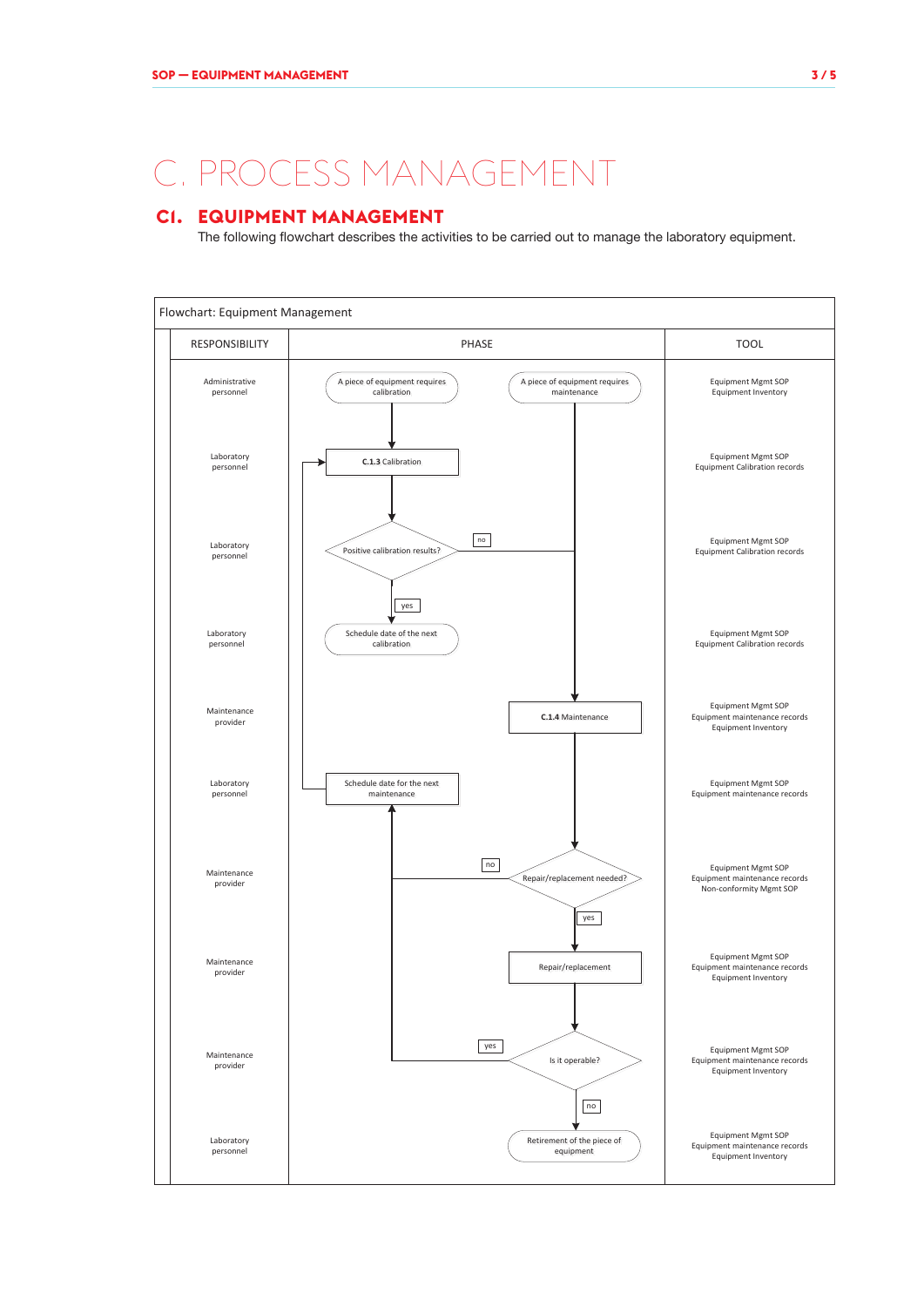# C. PROCESS MANAGEMENT

## C1. EQUIPMENT MANAGEMENT

The following flowchart describes the activities to be carried out to manage the laboratory equipment.

Flowchart: Equipment Management

| RESPONSIBILITY | PHASE | TOOL |
|---|---|---|
| Administrative personnel | A piece of equipment requires calibration / A piece of equipment requires maintenance | Equipment Mgmt SOP<br>Equipment Inventory |
| Laboratory personnel | **C.1.3** Calibration | Equipment Mgmt SOP<br>Equipment Calibration records |
| Laboratory personnel | Positive calibration results? (no → C.1.4 Maintenance; yes → Schedule date of the next calibration) | Equipment Mgmt SOP<br>Equipment Calibration records |
| Laboratory personnel | Schedule date of the next calibration | Equipment Mgmt SOP<br>Equipment Calibration records |
| Maintenance provider | **C.1.4** Maintenance | Equipment Mgmt SOP<br>Equipment maintenance records<br>Equipment Inventory |
| Laboratory personnel | Schedule date for the next maintenance (→ C.1.3 Calibration) | Equipment Mgmt SOP<br>Equipment maintenance records |
| Maintenance provider | Repair/replacement needed? (no → Schedule date for the next maintenance; yes → Repair/replacement) | Equipment Mgmt SOP<br>Equipment maintenance records<br>Non-conformity Mgmt SOP |
| Maintenance provider | Repair/replacement | Equipment Mgmt SOP<br>Equipment maintenance records<br>Equipment Inventory |
| Maintenance provider | Is it operable? (yes → Schedule date for the next maintenance; no → Retirement of the piece of equipment) | Equipment Mgmt SOP<br>Equipment maintenance records<br>Equipment Inventory |
| Laboratory personnel | Retirement of the piece of equipment | Equipment Mgmt SOP<br>Equipment maintenance records<br>Equipment Inventory |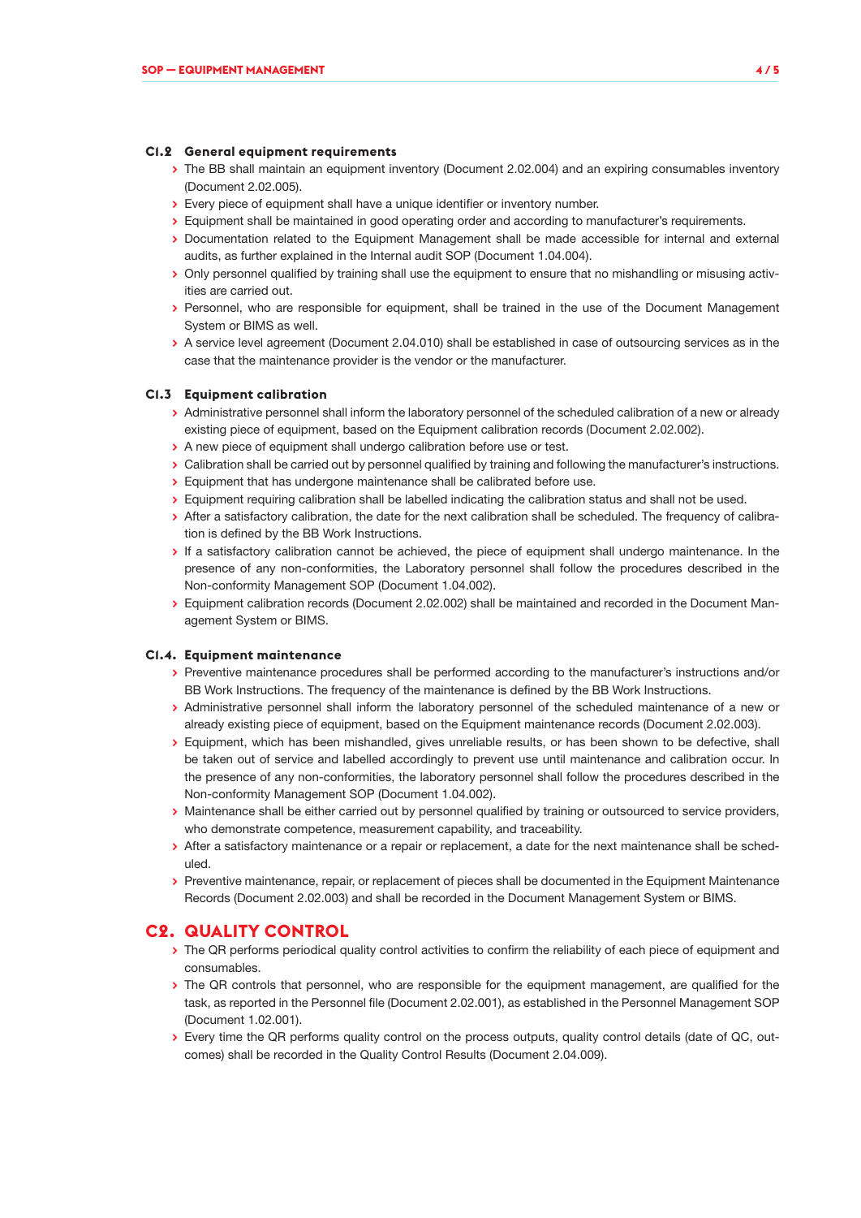### C1.2 General equipment requirements

- The BB shall maintain an equipment inventory (Document 2.02.004) and an expiring consumables inventory (Document 2.02.005).
- Every piece of equipment shall have a unique identifier or inventory number.
- Equipment shall be maintained in good operating order and according to manufacturer's requirements.
- Documentation related to the Equipment Management shall be made accessible for internal and external audits, as further explained in the Internal audit SOP (Document 1.04.004).
- Only personnel qualified by training shall use the equipment to ensure that no mishandling or misusing activities are carried out.
- Personnel, who are responsible for equipment, shall be trained in the use of the Document Management System or BIMS as well.
- A service level agreement (Document 2.04.010) shall be established in case of outsourcing services as in the case that the maintenance provider is the vendor or the manufacturer.

### C1.3 Equipment calibration

- Administrative personnel shall inform the laboratory personnel of the scheduled calibration of a new or already existing piece of equipment, based on the Equipment calibration records (Document 2.02.002).
- A new piece of equipment shall undergo calibration before use or test.
- Calibration shall be carried out by personnel qualified by training and following the manufacturer's instructions.
- Equipment that has undergone maintenance shall be calibrated before use.
- Equipment requiring calibration shall be labelled indicating the calibration status and shall not be used.
- After a satisfactory calibration, the date for the next calibration shall be scheduled. The frequency of calibration is defined by the BB Work Instructions.
- If a satisfactory calibration cannot be achieved, the piece of equipment shall undergo maintenance. In the presence of any non-conformities, the Laboratory personnel shall follow the procedures described in the Non-conformity Management SOP (Document 1.04.002).
- Equipment calibration records (Document 2.02.002) shall be maintained and recorded in the Document Management System or BIMS.

### C1.4. Equipment maintenance

- Preventive maintenance procedures shall be performed according to the manufacturer's instructions and/or BB Work Instructions. The frequency of the maintenance is defined by the BB Work Instructions.
- Administrative personnel shall inform the laboratory personnel of the scheduled maintenance of a new or already existing piece of equipment, based on the Equipment maintenance records (Document 2.02.003).
- Equipment, which has been mishandled, gives unreliable results, or has been shown to be defective, shall be taken out of service and labelled accordingly to prevent use until maintenance and calibration occur. In the presence of any non-conformities, the laboratory personnel shall follow the procedures described in the Non-conformity Management SOP (Document 1.04.002).
- Maintenance shall be either carried out by personnel qualified by training or outsourced to service providers, who demonstrate competence, measurement capability, and traceability.
- After a satisfactory maintenance or a repair or replacement, a date for the next maintenance shall be scheduled.
- Preventive maintenance, repair, or replacement of pieces shall be documented in the Equipment Maintenance Records (Document 2.02.003) and shall be recorded in the Document Management System or BIMS.

## C2. QUALITY CONTROL

- The QR performs periodical quality control activities to confirm the reliability of each piece of equipment and consumables.
- The QR controls that personnel, who are responsible for the equipment management, are qualified for the task, as reported in the Personnel file (Document 2.02.001), as established in the Personnel Management SOP (Document 1.02.001).
- Every time the QR performs quality control on the process outputs, quality control details (date of QC, outcomes) shall be recorded in the Quality Control Results (Document 2.04.009).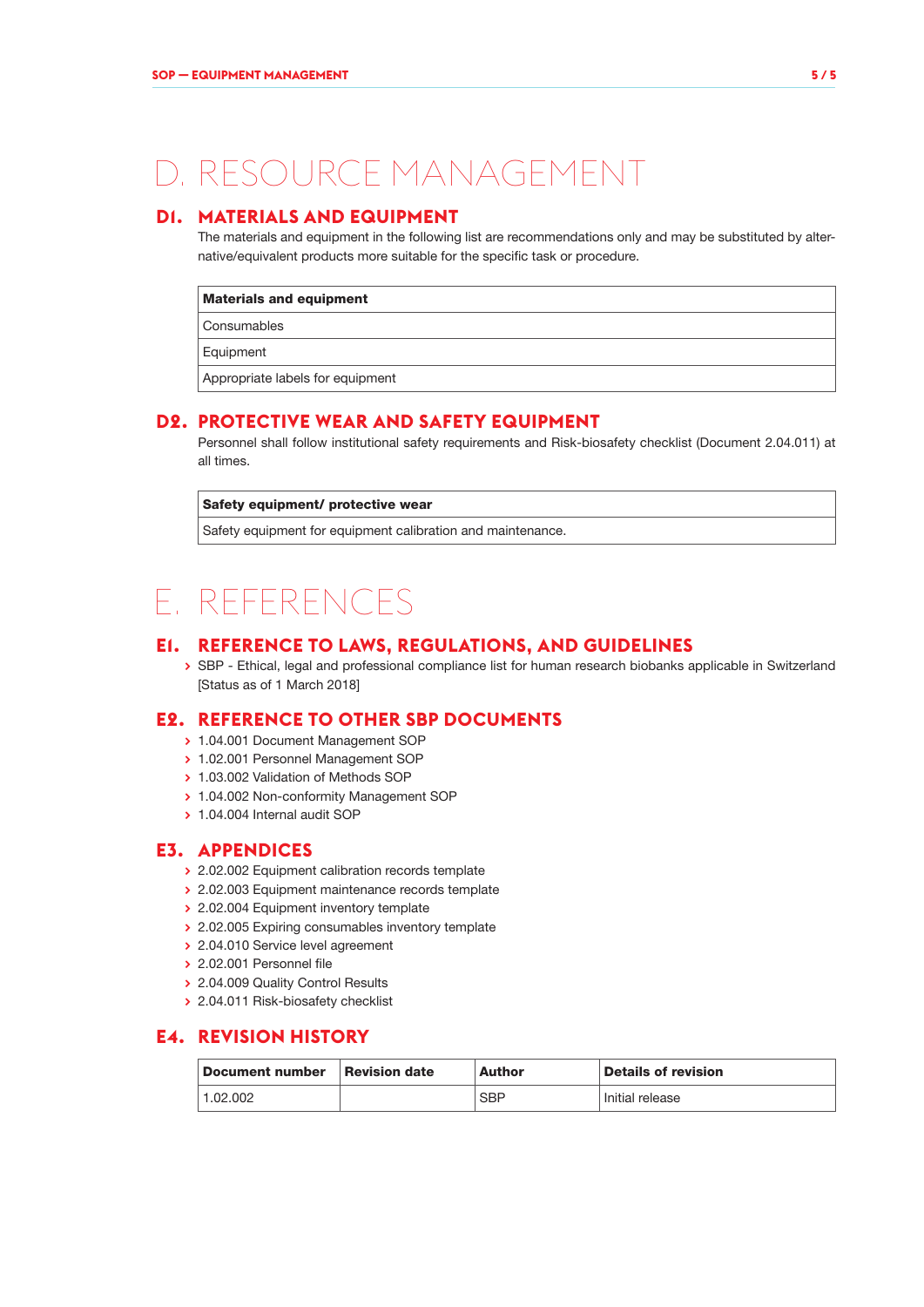# D. RESOURCE MANAGEMENT

## D1. MATERIALS AND EQUIPMENT

The materials and equipment in the following list are recommendations only and may be substituted by alternative/equivalent products more suitable for the specific task or procedure.

| Materials and equipment |
|---|
| Consumables |
| Equipment |
| Appropriate labels for equipment |

## D2. PROTECTIVE WEAR AND SAFETY EQUIPMENT

Personnel shall follow institutional safety requirements and Risk-biosafety checklist (Document 2.04.011) at all times.

| Safety equipment/ protective wear |
|---|
| Safety equipment for equipment calibration and maintenance. |

# E. REFERENCES

## E1. REFERENCE TO LAWS, REGULATIONS, AND GUIDELINES

- SBP - Ethical, legal and professional compliance list for human research biobanks applicable in Switzerland [Status as of 1 March 2018]

## E2. REFERENCE TO OTHER SBP DOCUMENTS

- 1.04.001 Document Management SOP
- 1.02.001 Personnel Management SOP
- 1.03.002 Validation of Methods SOP
- 1.04.002 Non-conformity Management SOP
- 1.04.004 Internal audit SOP

## E3. APPENDICES

- 2.02.002 Equipment calibration records template
- 2.02.003 Equipment maintenance records template
- 2.02.004 Equipment inventory template
- 2.02.005 Expiring consumables inventory template
- 2.04.010 Service level agreement
- 2.02.001 Personnel file
- 2.04.009 Quality Control Results
- 2.04.011 Risk-biosafety checklist

## E4. REVISION HISTORY

| Document number | Revision date | Author | Details of revision |
|---|---|---|---|
| 1.02.002 | | SBP | Initial release |